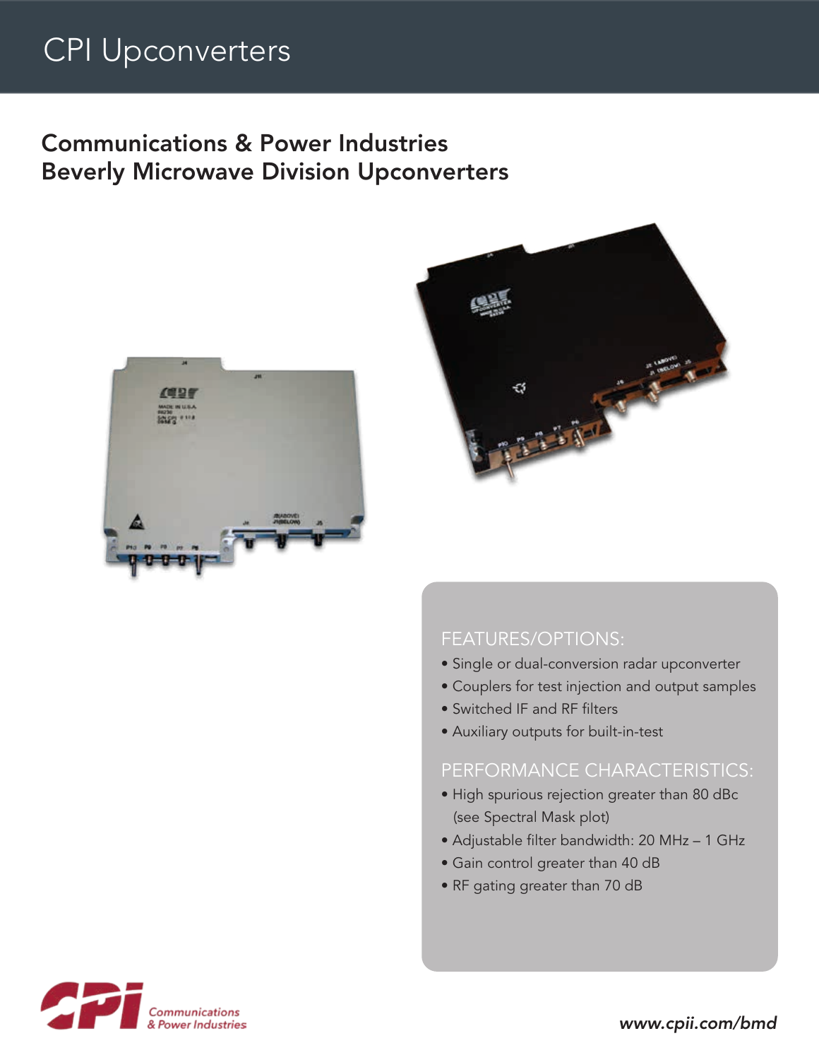# CPI Upconverters

## Communications & Power Industries
## Beverly Microwave Division Upconverters

### FEATURES/OPTIONS:

- Single or dual-conversion radar upconverter
- Couplers for test injection and output samples
- Switched IF and RF filters
- Auxiliary outputs for built-in-test

### PERFORMANCE CHARACTERISTICS:

- High spurious rejection greater than 80 dBc (see Spectral Mask plot)
- Adjustable filter bandwidth: 20 MHz – 1 GHz
- Gain control greater than 40 dB
- RF gating greater than 70 dB

CPI Communications & Power Industries

*www.cpii.com/bmd*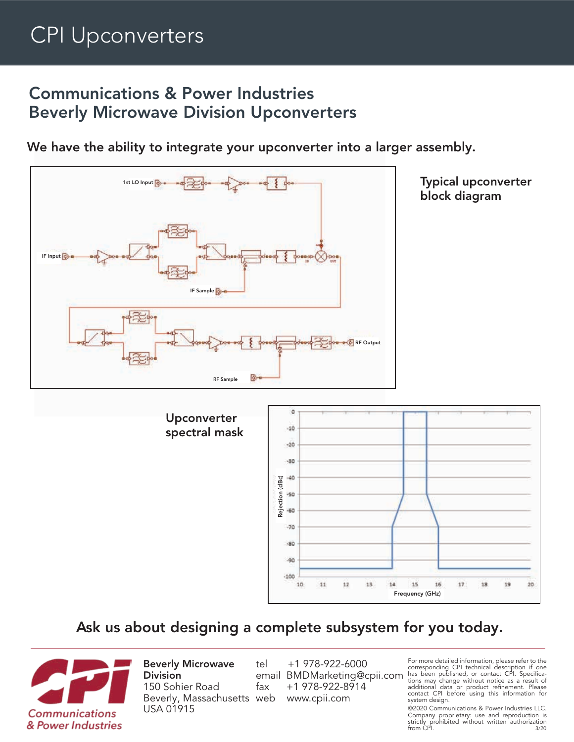# CPI Upconverters

## Communications & Power Industries Beverly Microwave Division Upconverters

**We have the ability to integrate your upconverter into a larger assembly.**

1st LO Input

IF Input

IF Sample

RF Output

RF Sample

**Typical upconverter block diagram**

**Upconverter spectral mask**

0
-10
-20
-30
-40
-50
-60
-70
-80
-90
-100

Rejection (dBc)

10 11 12 13 14 15 16 17 18 19 20

Frequency (GHz)

**Ask us about designing a complete subsystem for you today.**

Communications & Power Industries

**Beverly Microwave Division**
150 Sohier Road
Beverly, Massachusetts
USA 01915

tel +1 978-922-6000
email BMDMarketing@cpii.com
fax +1 978-922-8914
web www.cpii.com

For more detailed information, please refer to the corresponding CPI technical description if one has been published, or contact CPI. Specifications may change without notice as a result of additional data or product refinement. Please contact CPI before using this information for system design.

©2020 Communications & Power Industries LLC. Company proprietary: use and reproduction is strictly prohibited without written authorization from CPI. 3/20